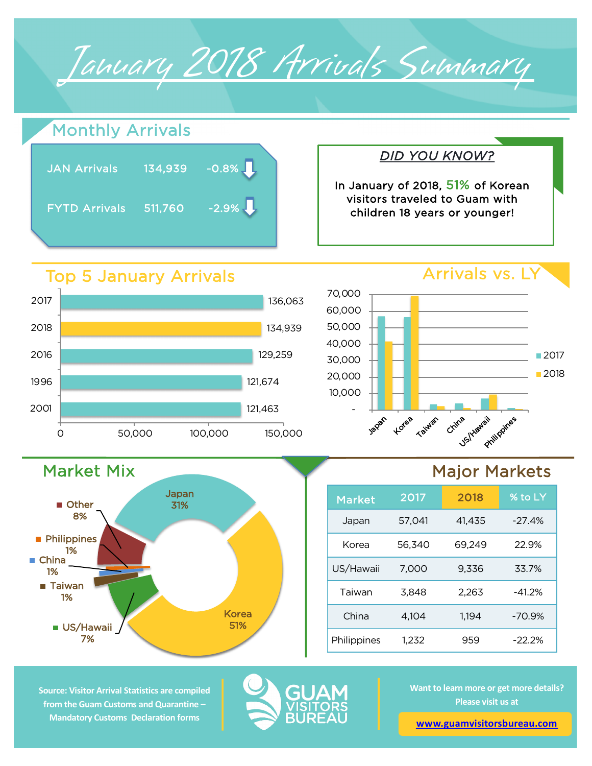# January 2018 Arrivals Summary

## Monthly Arrivals

| | | |
|---|---|---|
| JAN Arrivals | 134,939 | -0.8% ↓ |
| FYTD Arrivals | 511,760 | -2.9% ↓ |

### DID YOU KNOW?

In January of 2018, 51% of Korean visitors traveled to Guam with children 18 years or younger!

## Top 5 January Arrivals

| Year | Arrivals |
|---|---|
| 2017 | 136,063 |
| 2018 | 134,939 |
| 2016 | 129,259 |
| 1996 | 121,674 |
| 2001 | 121,463 |

## Arrivals vs. LY

## Market Mix

- Japan 31%
- Korea 51%
- US/Hawaii 7%
- Taiwan 1%
- China 1%
- Philippines 1%
- Other 8%

## Major Markets

| Market | 2017 | 2018 | % to LY |
|---|---|---|---|
| Japan | 57,041 | 41,435 | -27.4% |
| Korea | 56,340 | 69,249 | 22.9% |
| US/Hawaii | 7,000 | 9,336 | 33.7% |
| Taiwan | 3,848 | 2,263 | -41.2% |
| China | 4,104 | 1,194 | -70.9% |
| Philippines | 1,232 | 959 | -22.2% |

Source: Visitor Arrival Statistics are compiled from the Guam Customs and Quarantine – Mandatory Customs Declaration forms

GUAM VISITORS BUREAU

Want to learn more or get more details? Please visit us at

www.guamvisitorsbureau.com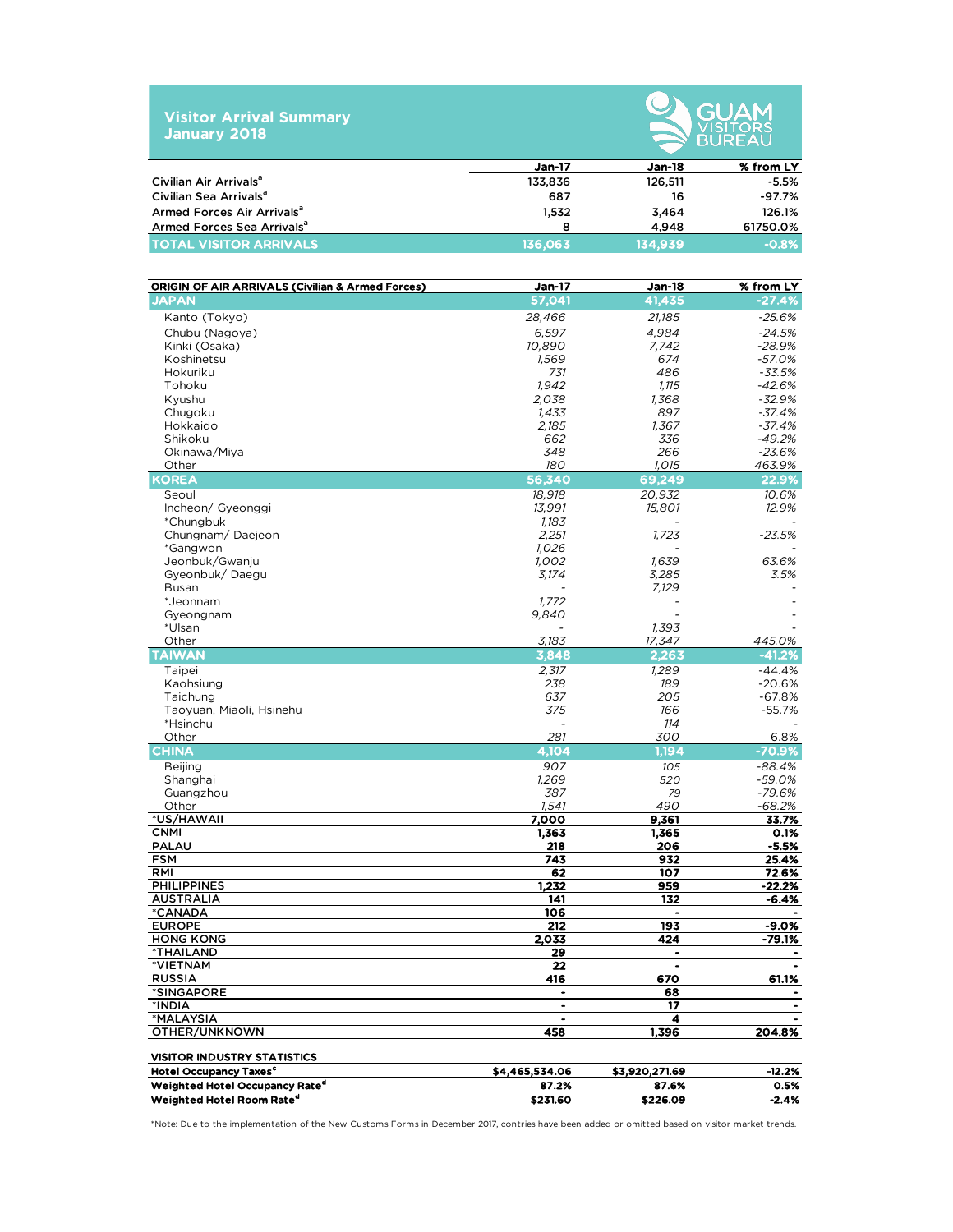# Visitor Arrival Summary
## January 2018

GUAM VISITORS BUREAU

| | Jan-17 | Jan-18 | % from LY |
|---|---|---|---|
| Civilian Air Arrivals[a] | 133,836 | 126,511 | -5.5% |
| Civilian Sea Arrivals[a] | 687 | 16 | -97.7% |
| Armed Forces Air Arrivals[a] | 1,532 | 3,464 | 126.1% |
| Armed Forces Sea Arrivals[a] | 8 | 4,948 | 61750.0% |
| **TOTAL VISITOR ARRIVALS** | **136,063** | **134,939** | **-0.8%** |

| ORIGIN OF AIR ARRIVALS (Civilian & Armed Forces) | Jan-17 | Jan-18 | % from LY |
|---|---|---|---|
| **JAPAN** | **57,041** | **41,435** | **-27.4%** |
| Kanto (Tokyo) | *28,466* | *21,185* | *-25.6%* |
| Chubu (Nagoya) | *6,597* | *4,984* | *-24.5%* |
| Kinki (Osaka) | *10,890* | *7,742* | *-28.9%* |
| Koshinetsu | *1,569* | *674* | *-57.0%* |
| Hokuriku | *731* | *486* | *-33.5%* |
| Tohoku | *1,942* | *1,115* | *-42.6%* |
| Kyushu | *2,038* | *1,368* | *-32.9%* |
| Chugoku | *1,433* | *897* | *-37.4%* |
| Hokkaido | *2,185* | *1,367* | *-37.4%* |
| Shikoku | *662* | *336* | *-49.2%* |
| Okinawa/Miya | *348* | *266* | *-23.6%* |
| Other | *180* | *1,015* | *463.9%* |
| **KOREA** | **56,340** | **69,249** | **22.9%** |
| Seoul | *18,918* | *20,932* | *10.6%* |
| Incheon/ Gyeonggi | *13,991* | *15,801* | *12.9%* |
| *Chungbuk | *1,183* | - | - |
| Chungnam/ Daejeon | *2,251* | *1,723* | *-23.5%* |
| *Gangwon | *1,026* | - | - |
| Jeonbuk/Gwanju | *1,002* | *1,639* | *63.6%* |
| Gyeonbuk/ Daegu | *3,174* | *3,285* | *3.5%* |
| Busan | - | *7,129* | - |
| *Jeonnam | *1,772* | - | - |
| Gyeongnam | *9,840* | - | - |
| *Ulsan | - | *1,393* | - |
| Other | *3,183* | *17,347* | *445.0%* |
| **TAIWAN** | **3,848** | **2,263** | **-41.2%** |
| Taipei | *2,317* | *1,289* | -44.4% |
| Kaohsiung | *238* | *189* | -20.6% |
| Taichung | *637* | *205* | -67.8% |
| Taoyuan, Miaoli, Hsinehu | *375* | *166* | -55.7% |
| *Hsinchu | - | *114* | - |
| Other | *281* | *300* | 6.8% |
| **CHINA** | **4,104** | **1,194** | **-70.9%** |
| Beijing | *907* | *105* | *-88.4%* |
| Shanghai | *1,269* | *520* | *-59.0%* |
| Guangzhou | *387* | *79* | *-79.6%* |
| Other | *1,541* | *490* | *-68.2%* |
| **\*US/HAWAII** | **7,000** | **9,361** | **33.7%** |
| **CNMI** | **1,363** | **1,365** | **0.1%** |
| **PALAU** | **218** | **206** | **-5.5%** |
| **FSM** | **743** | **932** | **25.4%** |
| **RMI** | **62** | **107** | **72.6%** |
| **PHILIPPINES** | **1,232** | **959** | **-22.2%** |
| **AUSTRALIA** | **141** | **132** | **-6.4%** |
| **\*CANADA** | **106** | - | - |
| **EUROPE** | **212** | **193** | **-9.0%** |
| **HONG KONG** | **2,033** | **424** | **-79.1%** |
| **\*THAILAND** | **29** | - | - |
| **\*VIETNAM** | **22** | - | - |
| **RUSSIA** | **416** | **670** | **61.1%** |
| **\*SINGAPORE** | - | **68** | - |
| **\*INDIA** | - | **17** | - |
| **\*MALAYSIA** | - | **4** | - |
| **OTHER/UNKNOWN** | **458** | **1,396** | **204.8%** |

| VISITOR INDUSTRY STATISTICS | | | |
|---|---|---|---|
| Hotel Occupancy Taxes[c] | $4,465,534.06 | $3,920,271.69 | -12.2% |
| Weighted Hotel Occupancy Rate[d] | 87.2% | 87.6% | 0.5% |
| Weighted Hotel Room Rate[d] | $231.60 | $226.09 | -2.4% |

*Note: Due to the implementation of the New Customs Forms in December 2017, contries have been added or omitted based on visitor market trends.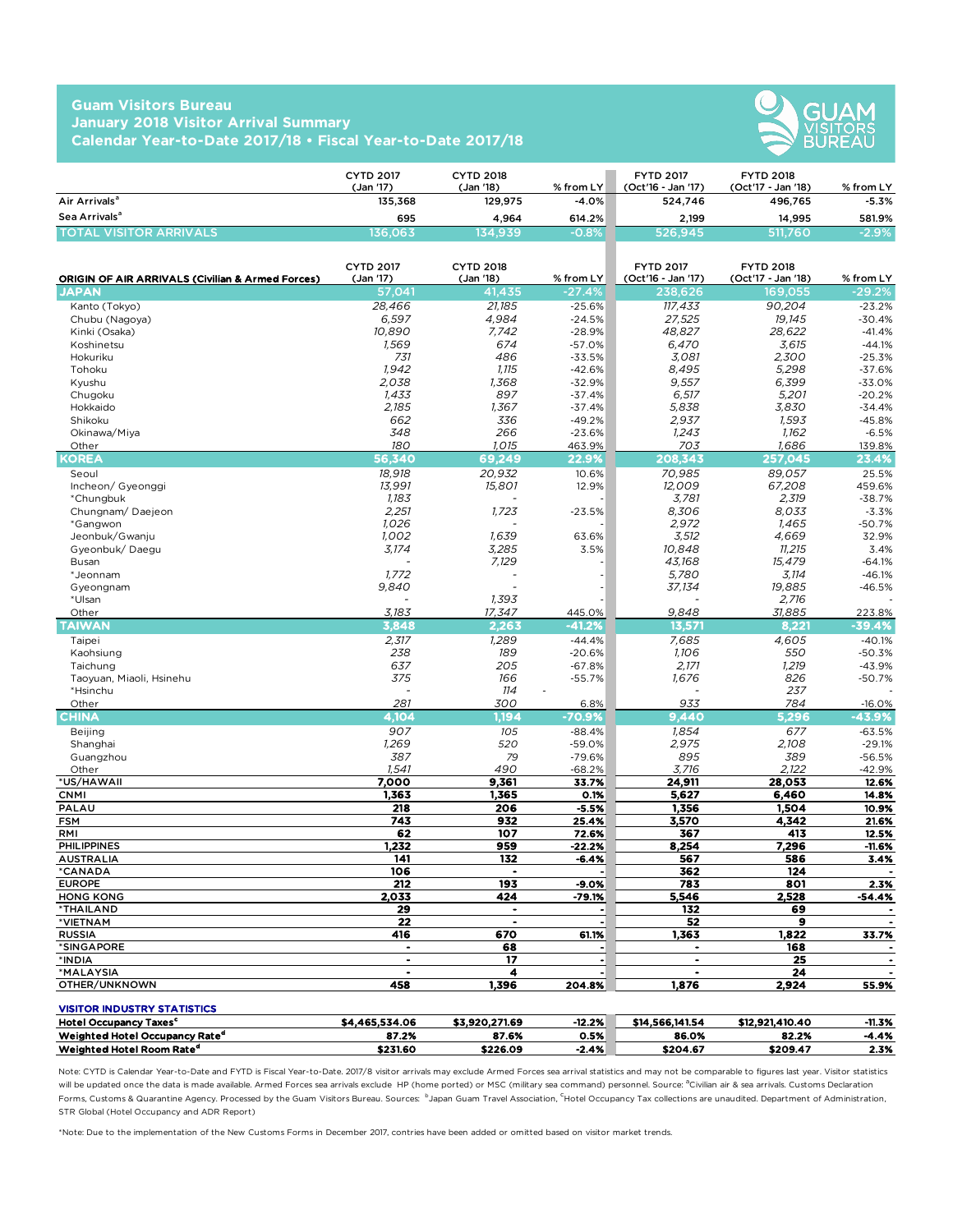# Guam Visitors Bureau
## January 2018 Visitor Arrival Summary
## Calendar Year-to-Date 2017/18 • Fiscal Year-to-Date 2017/18

| | CYTD 2017 (Jan '17) | CYTD 2018 (Jan '18) | % from LY | FYTD 2017 (Oct'16 - Jan '17) | FYTD 2018 (Oct'17 - Jan '18) | % from LY |
|---|---|---|---|---|---|---|
| Air Arrivals[a] | 135,368 | 129,975 | -4.0% | 524,746 | 496,765 | -5.3% |
| Sea Arrivals[a] | 695 | 4,964 | 614.2% | 2,199 | 14,995 | 581.9% |
| **TOTAL VISITOR ARRIVALS** | **136,063** | **134,939** | **-0.8%** | **526,945** | **511,760** | **-2.9%** |

| ORIGIN OF AIR ARRIVALS (Civilian & Armed Forces) | CYTD 2017 (Jan '17) | CYTD 2018 (Jan '18) | % from LY | FYTD 2017 (Oct'16 - Jan '17) | FYTD 2018 (Oct'17 - Jan '18) | % from LY |
|---|---|---|---|---|---|---|
| **JAPAN** | **57,041** | **41,435** | **-27.4%** | **238,626** | **169,055** | **-29.2%** |
| Kanto (Tokyo) | 28,466 | 21,185 | -25.6% | 117,433 | 90,204 | -23.2% |
| Chubu (Nagoya) | 6,597 | 4,984 | -24.5% | 27,525 | 19,145 | -30.4% |
| Kinki (Osaka) | 10,890 | 7,742 | -28.9% | 48,827 | 28,622 | -41.4% |
| Koshinetsu | 1,569 | 674 | -57.0% | 6,470 | 3,615 | -44.1% |
| Hokuriku | 731 | 486 | -33.5% | 3,081 | 2,300 | -25.3% |
| Tohoku | 1,942 | 1,115 | -42.6% | 8,495 | 5,298 | -37.6% |
| Kyushu | 2,038 | 1,368 | -32.9% | 9,557 | 6,399 | -33.0% |
| Chugoku | 1,433 | 897 | -37.4% | 6,517 | 5,201 | -20.2% |
| Hokkaido | 2,185 | 1,367 | -37.4% | 5,838 | 3,830 | -34.4% |
| Shikoku | 662 | 336 | -49.2% | 2,937 | 1,593 | -45.8% |
| Okinawa/Miya | 348 | 266 | -23.6% | 1,243 | 1,162 | -6.5% |
| Other | 180 | 1,015 | 463.9% | 703 | 1,686 | 139.8% |
| **KOREA** | **56,340** | **69,249** | **22.9%** | **208,343** | **257,045** | **23.4%** |
| Seoul | 18,918 | 20,932 | 10.6% | 70,985 | 89,057 | 25.5% |
| Incheon/ Gyeonggi | 13,991 | 15,801 | 12.9% | 12,009 | 67,208 | 459.6% |
| *Chungbuk | 1,183 | - | - | 3,781 | 2,319 | -38.7% |
| Chungnam/ Daejeon | 2,251 | 1,723 | -23.5% | 8,306 | 8,033 | -3.3% |
| *Gangwon | 1,026 | - | - | 2,972 | 1,465 | -50.7% |
| Jeonbuk/Gwanju | 1,002 | 1,639 | 63.6% | 3,512 | 4,669 | 32.9% |
| Gyeonbuk/ Daegu | 3,174 | 3,285 | 3.5% | 10,848 | 11,215 | 3.4% |
| Busan | - | 7,129 | - | 43,168 | 15,479 | -64.1% |
| *Jeonnam | 1,772 | - | - | 5,780 | 3,114 | -46.1% |
| Gyeongnam | 9,840 | - | - | 37,134 | 19,885 | -46.5% |
| *Ulsan | - | 1,393 | - | - | 2,716 | - |
| Other | 3,183 | 17,347 | 445.0% | 9,848 | 31,885 | 223.8% |
| **TAIWAN** | **3,848** | **2,263** | **-41.2%** | **13,571** | **8,221** | **-39.4%** |
| Taipei | 2,317 | 1,289 | -44.4% | 7,685 | 4,605 | -40.1% |
| Kaohsiung | 238 | 189 | -20.6% | 1,106 | 550 | -50.3% |
| Taichung | 637 | 205 | -67.8% | 2,171 | 1,219 | -43.9% |
| Taoyuan, Miaoli, Hsinehu | 375 | 166 | -55.7% | 1,676 | 826 | -50.7% |
| *Hsinchu | - | 114 | - | - | 237 | - |
| Other | 281 | 300 | 6.8% | 933 | 784 | -16.0% |
| **CHINA** | **4,104** | **1,194** | **-70.9%** | **9,440** | **5,296** | **-43.9%** |
| Beijing | 907 | 105 | -88.4% | 1,854 | 677 | -63.5% |
| Shanghai | 1,269 | 520 | -59.0% | 2,975 | 2,108 | -29.1% |
| Guangzhou | 387 | 79 | -79.6% | 895 | 389 | -56.5% |
| Other | 1,541 | 490 | -68.2% | 3,716 | 2,122 | -42.9% |
| **\*US/HAWAII** | **7,000** | **9,361** | **33.7%** | **24,911** | **28,053** | **12.6%** |
| **CNMI** | **1,363** | **1,365** | **0.1%** | **5,627** | **6,460** | **14.8%** |
| **PALAU** | **218** | **206** | **-5.5%** | **1,356** | **1,504** | **10.9%** |
| **FSM** | **743** | **932** | **25.4%** | **3,570** | **4,342** | **21.6%** |
| **RMI** | **62** | **107** | **72.6%** | **367** | **413** | **12.5%** |
| **PHILIPPINES** | **1,232** | **959** | **-22.2%** | **8,254** | **7,296** | **-11.6%** |
| **AUSTRALIA** | **141** | **132** | **-6.4%** | **567** | **586** | **3.4%** |
| **\*CANADA** | **106** | **-** | **-** | **362** | **124** | **-** |
| **EUROPE** | **212** | **193** | **-9.0%** | **783** | **801** | **2.3%** |
| **HONG KONG** | **2,033** | **424** | **-79.1%** | **5,546** | **2,528** | **-54.4%** |
| **\*THAILAND** | **29** | **-** | **-** | **132** | **69** | **-** |
| **\*VIETNAM** | **22** | **-** | **-** | **52** | **9** | **-** |
| **RUSSIA** | **416** | **670** | **61.1%** | **1,363** | **1,822** | **33.7%** |
| **\*SINGAPORE** | **-** | **68** | **-** | **-** | **168** | **-** |
| **\*INDIA** | **-** | **17** | **-** | **-** | **25** | **-** |
| **\*MALAYSIA** | **-** | **4** | **-** | **-** | **24** | **-** |
| **OTHER/UNKNOWN** | **458** | **1,396** | **204.8%** | **1,876** | **2,924** | **55.9%** |

| VISITOR INDUSTRY STATISTICS | CYTD 2017 (Jan '17) | CYTD 2018 (Jan '18) | % from LY | FYTD 2017 (Oct'16 - Jan '17) | FYTD 2018 (Oct'17 - Jan '18) | % from LY |
|---|---|---|---|---|---|---|
| **Hotel Occupancy Taxes[c]** | **$4,465,534.06** | **$3,920,271.69** | **-12.2%** | **$14,566,141.54** | **$12,921,410.40** | **-11.3%** |
| **Weighted Hotel Occupancy Rate[d]** | **87.2%** | **87.6%** | **0.5%** | **86.0%** | **82.2%** | **-4.4%** |
| **Weighted Hotel Room Rate[d]** | **$231.60** | **$226.09** | **-2.4%** | **$204.67** | **$209.47** | **2.3%** |

Note: CYTD is Calendar Year-to-Date and FYTD is Fiscal Year-to-Date. 2017/8 visitor arrivals may exclude Armed Forces sea arrival statistics and may not be comparable to figures last year. Visitor statistics will be updated once the data is made available. Armed Forces sea arrivals exclude HP (home ported) or MSC (military sea command) personnel. Source: [a]Civilian air & sea arrivals. Customs Declaration Forms, Customs & Quarantine Agency. Processed by the Guam Visitors Bureau. Sources: [b]Japan Guam Travel Association, [c]Hotel Occupancy Tax collections are unaudited. Department of Administration, STR Global (Hotel Occupancy and ADR Report)

*Note: Due to the implementation of the New Customs Forms in December 2017, contries have been added or omitted based on visitor market trends.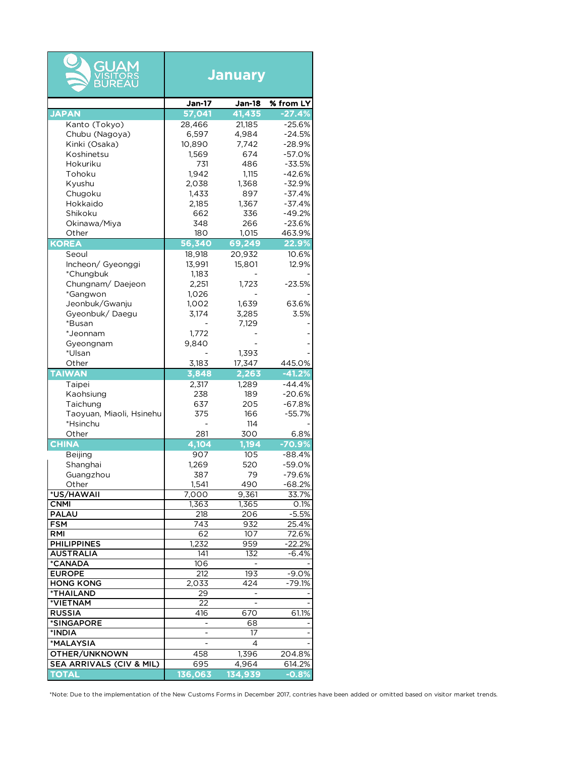| GUAM VISITORS BUREAU | January | | |
|---|---|---|---|
| | **Jan-17** | **Jan-18** | **% from LY** |
| **JAPAN** | **57,041** | **41,435** | **-27.4%** |
| Kanto (Tokyo) | 28,466 | 21,185 | -25.6% |
| Chubu (Nagoya) | 6,597 | 4,984 | -24.5% |
| Kinki (Osaka) | 10,890 | 7,742 | -28.9% |
| Koshinetsu | 1,569 | 674 | -57.0% |
| Hokuriku | 731 | 486 | -33.5% |
| Tohoku | 1,942 | 1,115 | -42.6% |
| Kyushu | 2,038 | 1,368 | -32.9% |
| Chugoku | 1,433 | 897 | -37.4% |
| Hokkaido | 2,185 | 1,367 | -37.4% |
| Shikoku | 662 | 336 | -49.2% |
| Okinawa/Miya | 348 | 266 | -23.6% |
| Other | 180 | 1,015 | 463.9% |
| **KOREA** | **56,340** | **69,249** | **22.9%** |
| Seoul | 18,918 | 20,932 | 10.6% |
| Incheon/ Gyeonggi | 13,991 | 15,801 | 12.9% |
| *Chungbuk | 1,183 | - | - |
| Chungnam/ Daejeon | 2,251 | 1,723 | -23.5% |
| *Gangwon | 1,026 | - | - |
| Jeonbuk/Gwanju | 1,002 | 1,639 | 63.6% |
| Gyeonbuk/ Daegu | 3,174 | 3,285 | 3.5% |
| *Busan | - | 7,129 | - |
| *Jeonnam | 1,772 | - | - |
| Gyeongnam | 9,840 | - | - |
| *Ulsan | - | 1,393 | - |
| Other | 3,183 | 17,347 | 445.0% |
| **TAIWAN** | **3,848** | **2,263** | **-41.2%** |
| Taipei | 2,317 | 1,289 | -44.4% |
| Kaohsiung | 238 | 189 | -20.6% |
| Taichung | 637 | 205 | -67.8% |
| Taoyuan, Miaoli, Hsinehu | 375 | 166 | -55.7% |
| *Hsinchu | - | 114 | - |
| Other | 281 | 300 | 6.8% |
| **CHINA** | **4,104** | **1,194** | **-70.9%** |
| Beijing | 907 | 105 | -88.4% |
| Shanghai | 1,269 | 520 | -59.0% |
| Guangzhou | 387 | 79 | -79.6% |
| Other | 1,541 | 490 | -68.2% |
| **\*US/HAWAII** | 7,000 | 9,361 | 33.7% |
| **CNMI** | 1,363 | 1,365 | 0.1% |
| **PALAU** | 218 | 206 | -5.5% |
| **FSM** | 743 | 932 | 25.4% |
| **RMI** | 62 | 107 | 72.6% |
| **PHILIPPINES** | 1,232 | 959 | -22.2% |
| **AUSTRALIA** | 141 | 132 | -6.4% |
| **\*CANADA** | 106 | - | - |
| **EUROPE** | 212 | 193 | -9.0% |
| **HONG KONG** | 2,033 | 424 | -79.1% |
| **\*THAILAND** | 29 | - | - |
| **\*VIETNAM** | 22 | - | - |
| **RUSSIA** | 416 | 670 | 61.1% |
| **\*SINGAPORE** | - | 68 | - |
| **\*INDIA** | - | 17 | - |
| **\*MALAYSIA** | - | 4 | - |
| **OTHER/UNKNOWN** | 458 | 1,396 | 204.8% |
| **SEA ARRIVALS (CIV & MIL)** | 695 | 4,964 | 614.2% |
| **TOTAL** | **136,063** | **134,939** | **-0.8%** |

*Note: Due to the implementation of the New Customs Forms in December 2017, contries have been added or omitted based on visitor market trends.